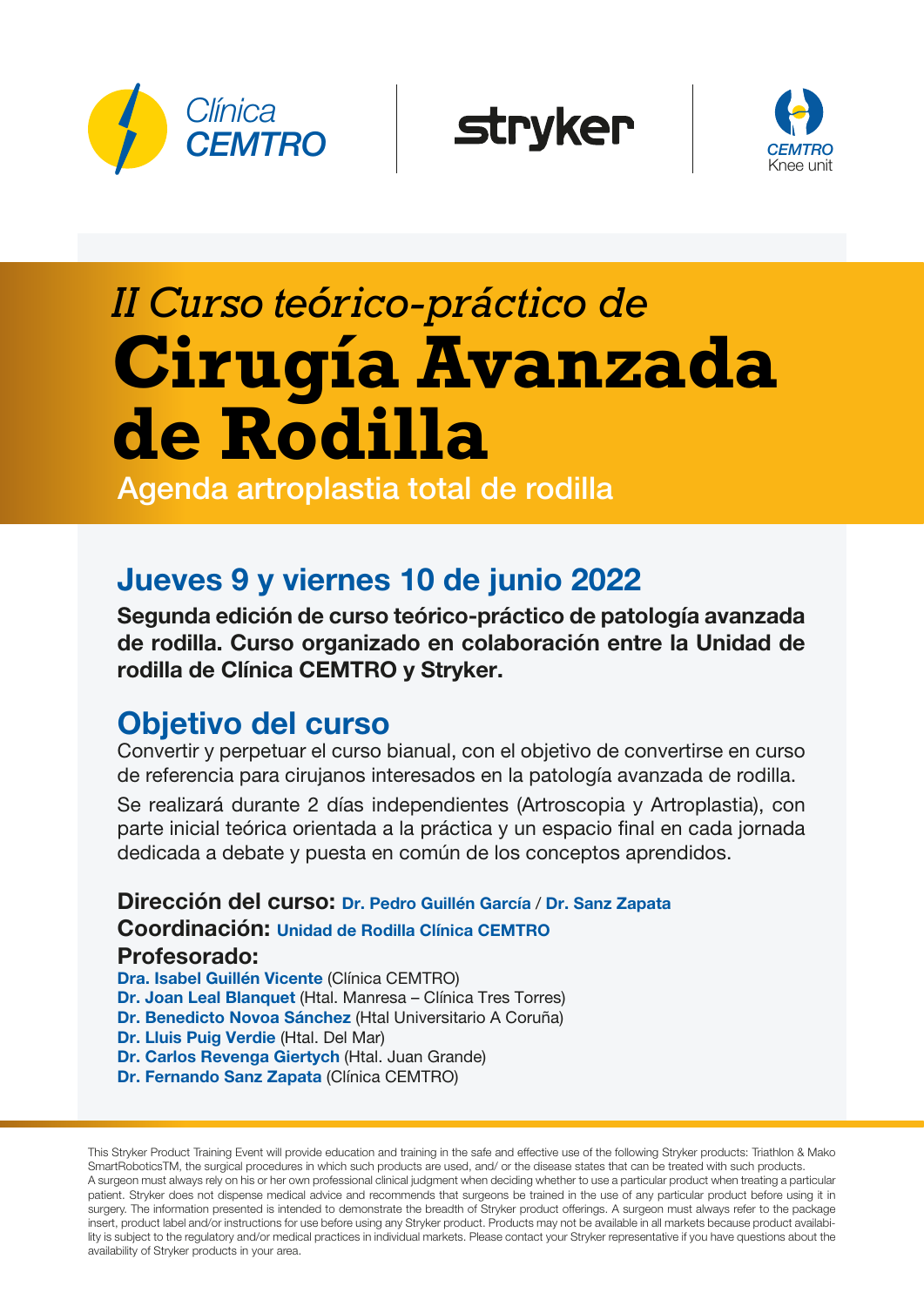Clínica CEMTRO

stryker

CEMTRO Knee unit

*II Curso teórico-práctico de*

# Cirugía Avanzada de Rodilla

Agenda artroplastia total de rodilla

## Jueves 9 y viernes 10 de junio 2022

**Segunda edición de curso teórico-práctico de patología avanzada de rodilla. Curso organizado en colaboración entre la Unidad de rodilla de Clínica CEMTRO y Stryker.**

## Objetivo del curso

Convertir y perpetuar el curso bianual, con el objetivo de convertirse en curso de referencia para cirujanos interesados en la patología avanzada de rodilla.

Se realizará durante 2 días independientes (Artroscopia y Artroplastia), con parte inicial teórica orientada a la práctica y un espacio final en cada jornada dedicada a debate y puesta en común de los conceptos aprendidos.

**Dirección del curso:** **Dr. Pedro Guillén García** / **Dr. Sanz Zapata**

**Coordinación:** **Unidad de Rodilla Clínica CEMTRO**

**Profesorado:**

**Dra. Isabel Guillén Vicente** (Clínica CEMTRO)
**Dr. Joan Leal Blanquet** (Htal. Manresa – Clínica Tres Torres)
**Dr. Benedicto Novoa Sánchez** (Htal Universitario A Coruña)
**Dr. Lluis Puig Verdie** (Htal. Del Mar)
**Dr. Carlos Revenga Giertych** (Htal. Juan Grande)
**Dr. Fernando Sanz Zapata** (Clínica CEMTRO)

This Stryker Product Training Event will provide education and training in the safe and effective use of the following Stryker products: Triathlon & Mako SmartRoboticsTM, the surgical procedures in which such products are used, and/ or the disease states that can be treated with such products. A surgeon must always rely on his or her own professional clinical judgment when deciding whether to use a particular product when treating a particular patient. Stryker does not dispense medical advice and recommends that surgeons be trained in the use of any particular product before using it in surgery. The information presented is intended to demonstrate the breadth of Stryker product offerings. A surgeon must always refer to the package insert, product label and/or instructions for use before using any Stryker product. Products may not be available in all markets because product availability is subject to the regulatory and/or medical practices in individual markets. Please contact your Stryker representative if you have questions about the availability of Stryker products in your area.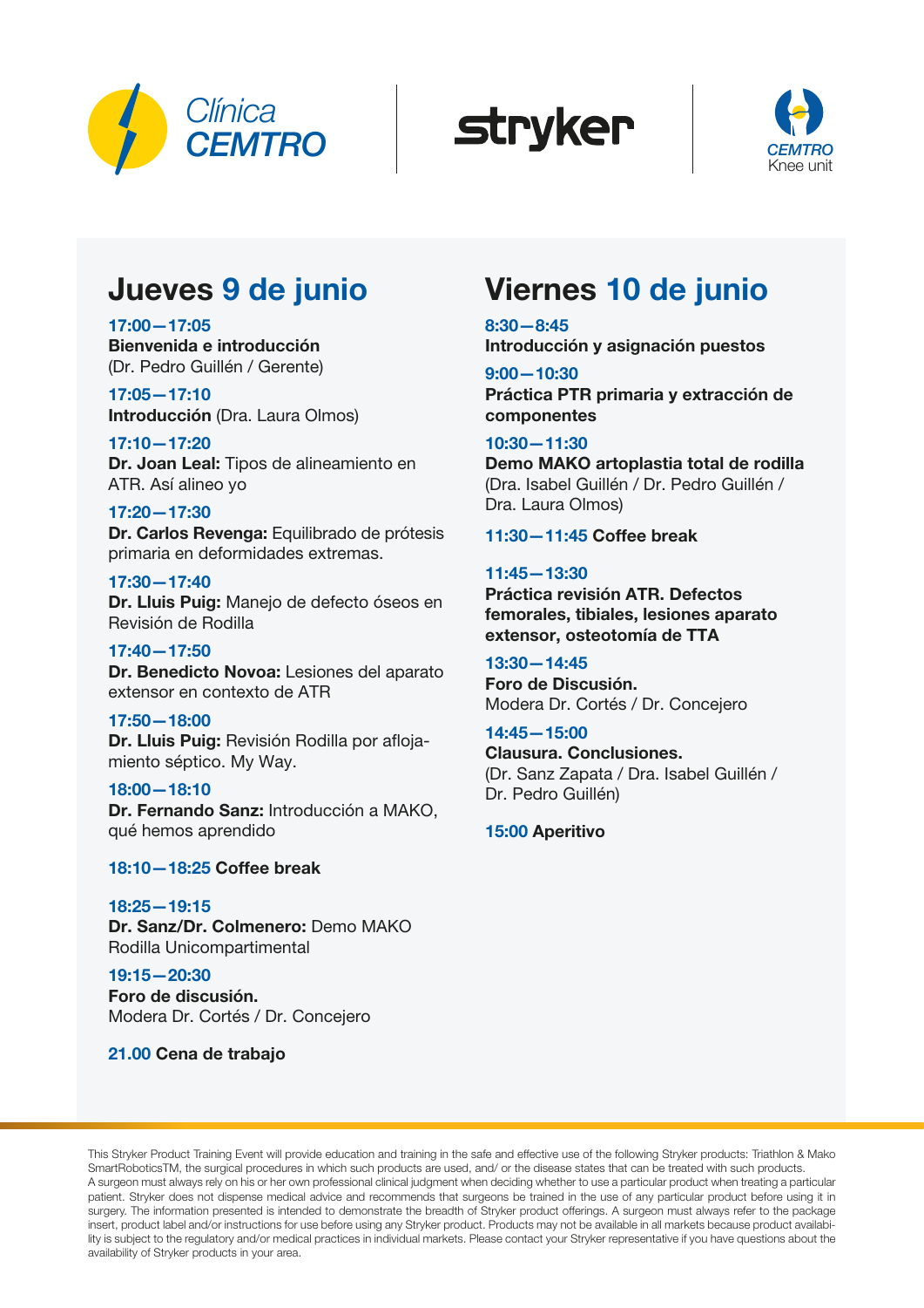Clínica CEMTRO

stryker

CEMTRO Knee unit

## Jueves 9 de junio

**17:00—17:05**
**Bienvenida e introducción**
(Dr. Pedro Guillén / Gerente)

**17:05—17:10**
**Introducción** (Dra. Laura Olmos)

**17:10—17:20**
**Dr. Joan Leal:** Tipos de alineamiento en ATR. Así alineo yo

**17:20—17:30**
**Dr. Carlos Revenga:** Equilibrado de prótesis primaria en deformidades extremas.

**17:30—17:40**
**Dr. Lluis Puig:** Manejo de defecto óseos en Revisión de Rodilla

**17:40—17:50**
**Dr. Benedicto Novoa:** Lesiones del aparato extensor en contexto de ATR

**17:50—18:00**
**Dr. Lluis Puig:** Revisión Rodilla por aflojamiento séptico. My Way.

**18:00—18:10**
**Dr. Fernando Sanz:** Introducción a MAKO, qué hemos aprendido

**18:10—18:25 Coffee break**

**18:25—19:15**
**Dr. Sanz/Dr. Colmenero:** Demo MAKO Rodilla Unicompartimental

**19:15—20:30**
**Foro de discusión.**
Modera Dr. Cortés / Dr. Concejero

**21.00 Cena de trabajo**

## Viernes 10 de junio

**8:30—8:45**
**Introducción y asignación puestos**

**9:00—10:30**
**Práctica PTR primaria y extracción de componentes**

**10:30—11:30**
**Demo MAKO artoplastia total de rodilla**
(Dra. Isabel Guillén / Dr. Pedro Guillén / Dra. Laura Olmos)

**11:30—11:45 Coffee break**

**11:45—13:30**
**Práctica revisión ATR. Defectos femorales, tibiales, lesiones aparato extensor, osteotomía de TTA**

**13:30—14:45**
**Foro de Discusión.**
Modera Dr. Cortés / Dr. Concejero

**14:45—15:00**
**Clausura. Conclusiones.**
(Dr. Sanz Zapata / Dra. Isabel Guillén / Dr. Pedro Guillén)

**15:00 Aperitivo**

This Stryker Product Training Event will provide education and training in the safe and effective use of the following Stryker products: Triathlon & Mako SmartRoboticsTM, the surgical procedures in which such products are used, and/ or the disease states that can be treated with such products. A surgeon must always rely on his or her own professional clinical judgment when deciding whether to use a particular product when treating a particular patient. Stryker does not dispense medical advice and recommends that surgeons be trained in the use of any particular product before using it in surgery. The information presented is intended to demonstrate the breadth of Stryker product offerings. A surgeon must always refer to the package insert, product label and/or instructions for use before using any Stryker product. Products may not be available in all markets because product availability is subject to the regulatory and/or medical practices in individual markets. Please contact your Stryker representative if you have questions about the availability of Stryker products in your area.